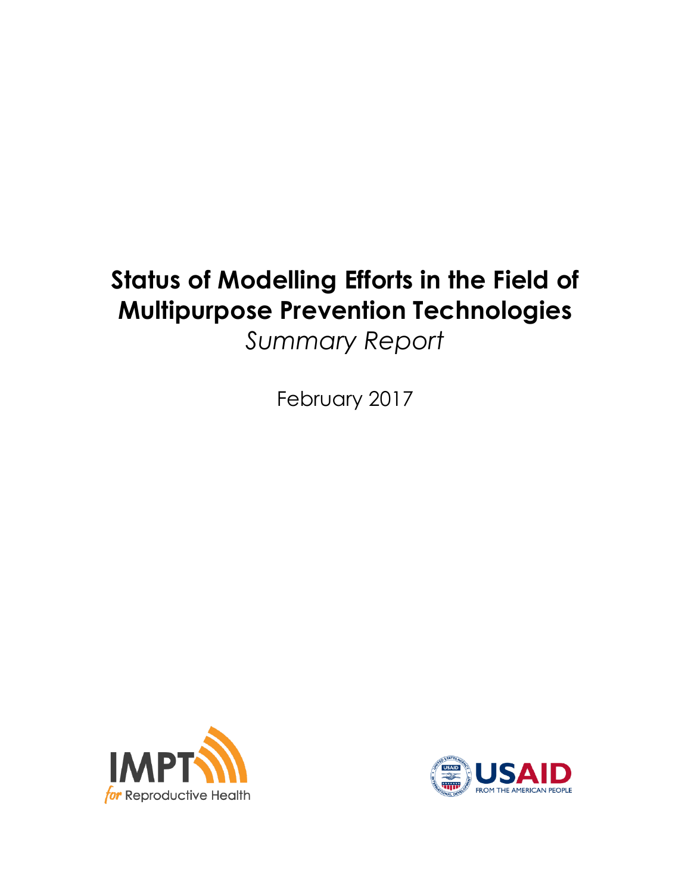# Status of Modelling Efforts in the Field of Multipurpose Prevention Technologies

*Summary Report*

February 2017

IMPT for Reproductive Health

USAID FROM THE AMERICAN PEOPLE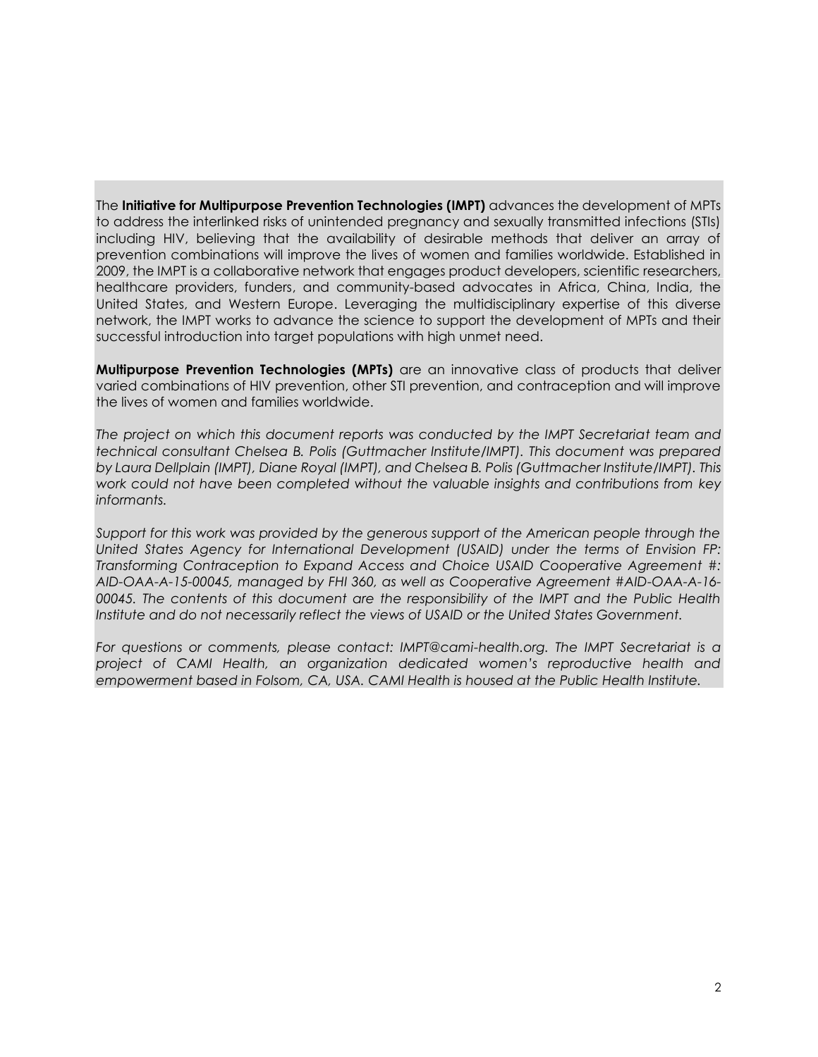The **Initiative for Multipurpose Prevention Technologies (IMPT)** advances the development of MPTs to address the interlinked risks of unintended pregnancy and sexually transmitted infections (STIs) including HIV, believing that the availability of desirable methods that deliver an array of prevention combinations will improve the lives of women and families worldwide. Established in 2009, the IMPT is a collaborative network that engages product developers, scientific researchers, healthcare providers, funders, and community-based advocates in Africa, China, India, the United States, and Western Europe. Leveraging the multidisciplinary expertise of this diverse network, the IMPT works to advance the science to support the development of MPTs and their successful introduction into target populations with high unmet need.

**Multipurpose Prevention Technologies (MPTs)** are an innovative class of products that deliver varied combinations of HIV prevention, other STI prevention, and contraception and will improve the lives of women and families worldwide.

*The project on which this document reports was conducted by the IMPT Secretariat team and technical consultant Chelsea B. Polis (Guttmacher Institute/IMPT). This document was prepared by Laura Dellplain (IMPT), Diane Royal (IMPT), and Chelsea B. Polis (Guttmacher Institute/IMPT). This work could not have been completed without the valuable insights and contributions from key informants.*

*Support for this work was provided by the generous support of the American people through the United States Agency for International Development (USAID) under the terms of Envision FP: Transforming Contraception to Expand Access and Choice USAID Cooperative Agreement #: AID-OAA-A-15-00045, managed by FHI 360, as well as Cooperative Agreement #AID-OAA-A-16-00045. The contents of this document are the responsibility of the IMPT and the Public Health Institute and do not necessarily reflect the views of USAID or the United States Government.*

*For questions or comments, please contact: IMPT@cami-health.org. The IMPT Secretariat is a project of CAMI Health, an organization dedicated women's reproductive health and empowerment based in Folsom, CA, USA. CAMI Health is housed at the Public Health Institute.*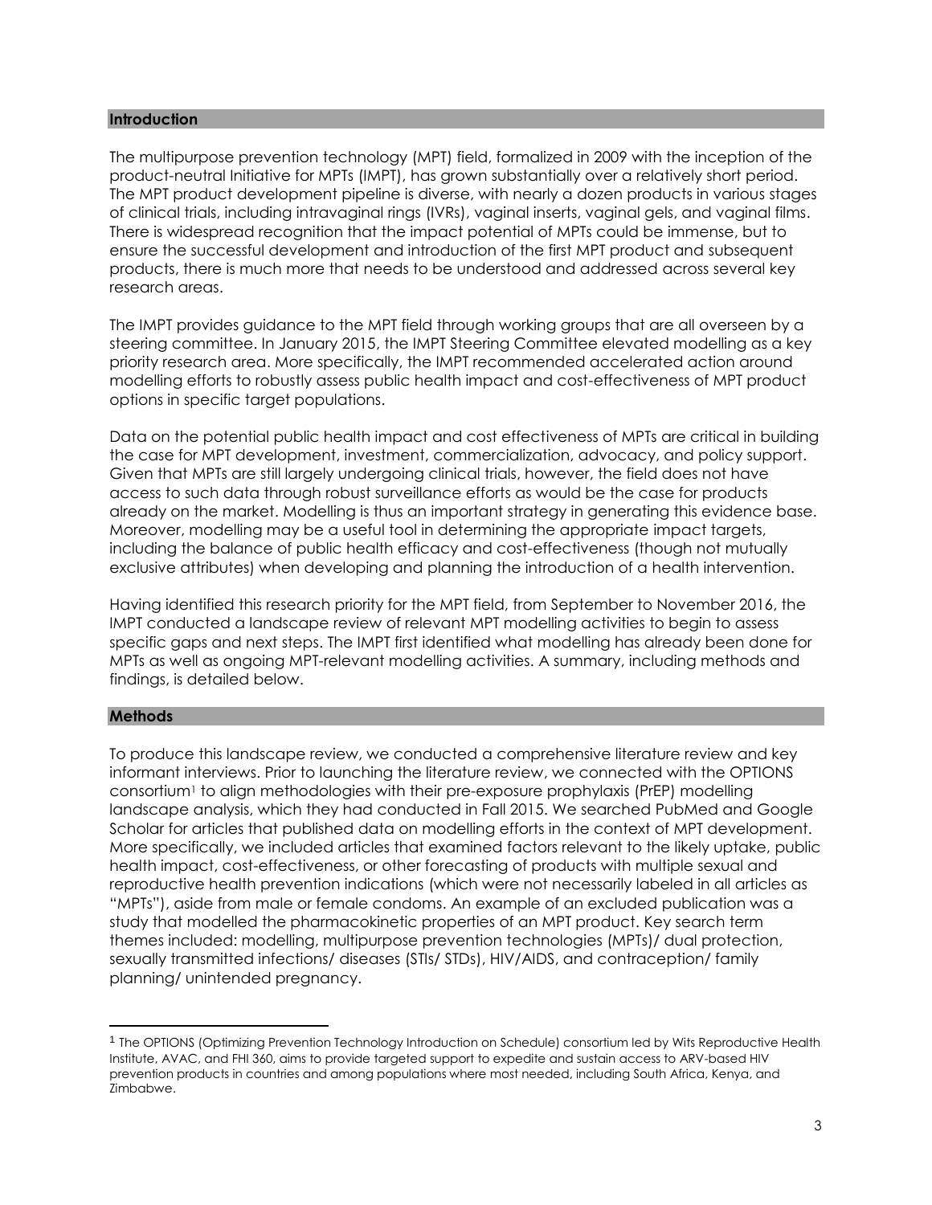## Introduction

The multipurpose prevention technology (MPT) field, formalized in 2009 with the inception of the product-neutral Initiative for MPTs (IMPT), has grown substantially over a relatively short period. The MPT product development pipeline is diverse, with nearly a dozen products in various stages of clinical trials, including intravaginal rings (IVRs), vaginal inserts, vaginal gels, and vaginal films. There is widespread recognition that the impact potential of MPTs could be immense, but to ensure the successful development and introduction of the first MPT product and subsequent products, there is much more that needs to be understood and addressed across several key research areas.

The IMPT provides guidance to the MPT field through working groups that are all overseen by a steering committee. In January 2015, the IMPT Steering Committee elevated modelling as a key priority research area. More specifically, the IMPT recommended accelerated action around modelling efforts to robustly assess public health impact and cost-effectiveness of MPT product options in specific target populations.

Data on the potential public health impact and cost effectiveness of MPTs are critical in building the case for MPT development, investment, commercialization, advocacy, and policy support. Given that MPTs are still largely undergoing clinical trials, however, the field does not have access to such data through robust surveillance efforts as would be the case for products already on the market. Modelling is thus an important strategy in generating this evidence base. Moreover, modelling may be a useful tool in determining the appropriate impact targets, including the balance of public health efficacy and cost-effectiveness (though not mutually exclusive attributes) when developing and planning the introduction of a health intervention.

Having identified this research priority for the MPT field, from September to November 2016, the IMPT conducted a landscape review of relevant MPT modelling activities to begin to assess specific gaps and next steps. The IMPT first identified what modelling has already been done for MPTs as well as ongoing MPT-relevant modelling activities. A summary, including methods and findings, is detailed below.

## Methods

To produce this landscape review, we conducted a comprehensive literature review and key informant interviews. Prior to launching the literature review, we connected with the OPTIONS consortium[1] to align methodologies with their pre-exposure prophylaxis (PrEP) modelling landscape analysis, which they had conducted in Fall 2015. We searched PubMed and Google Scholar for articles that published data on modelling efforts in the context of MPT development. More specifically, we included articles that examined factors relevant to the likely uptake, public health impact, cost-effectiveness, or other forecasting of products with multiple sexual and reproductive health prevention indications (which were not necessarily labeled in all articles as "MPTs"), aside from male or female condoms. An example of an excluded publication was a study that modelled the pharmacokinetic properties of an MPT product. Key search term themes included: modelling, multipurpose prevention technologies (MPTs)/ dual protection, sexually transmitted infections/ diseases (STIs/ STDs), HIV/AIDS, and contraception/ family planning/ unintended pregnancy.

[1] The OPTIONS (Optimizing Prevention Technology Introduction on Schedule) consortium led by Wits Reproductive Health Institute, AVAC, and FHI 360, aims to provide targeted support to expedite and sustain access to ARV-based HIV prevention products in countries and among populations where most needed, including South Africa, Kenya, and Zimbabwe.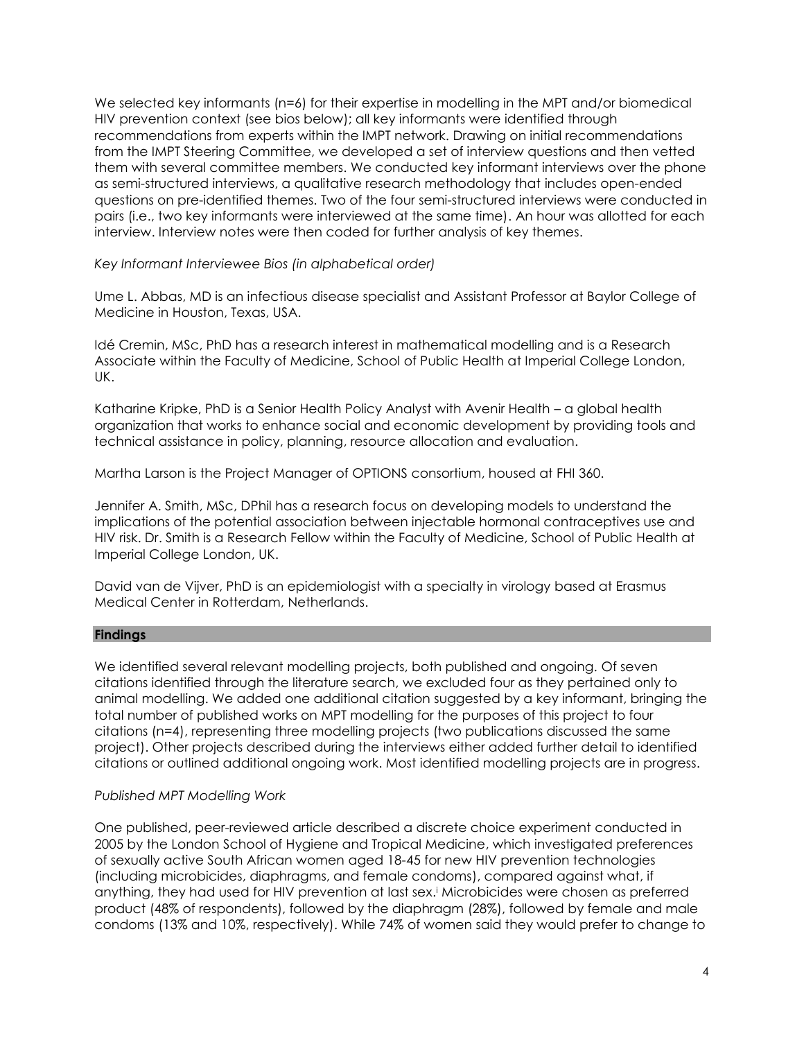We selected key informants (n=6) for their expertise in modelling in the MPT and/or biomedical HIV prevention context (see bios below); all key informants were identified through recommendations from experts within the IMPT network. Drawing on initial recommendations from the IMPT Steering Committee, we developed a set of interview questions and then vetted them with several committee members. We conducted key informant interviews over the phone as semi-structured interviews, a qualitative research methodology that includes open-ended questions on pre-identified themes. Two of the four semi-structured interviews were conducted in pairs (i.e., two key informants were interviewed at the same time). An hour was allotted for each interview. Interview notes were then coded for further analysis of key themes.

*Key Informant Interviewee Bios (in alphabetical order)*

Ume L. Abbas, MD is an infectious disease specialist and Assistant Professor at Baylor College of Medicine in Houston, Texas, USA.

Idé Cremin, MSc, PhD has a research interest in mathematical modelling and is a Research Associate within the Faculty of Medicine, School of Public Health at Imperial College London, UK.

Katharine Kripke, PhD is a Senior Health Policy Analyst with Avenir Health – a global health organization that works to enhance social and economic development by providing tools and technical assistance in policy, planning, resource allocation and evaluation.

Martha Larson is the Project Manager of OPTIONS consortium, housed at FHI 360.

Jennifer A. Smith, MSc, DPhil has a research focus on developing models to understand the implications of the potential association between injectable hormonal contraceptives use and HIV risk. Dr. Smith is a Research Fellow within the Faculty of Medicine, School of Public Health at Imperial College London, UK.

David van de Vijver, PhD is an epidemiologist with a specialty in virology based at Erasmus Medical Center in Rotterdam, Netherlands.

## Findings

We identified several relevant modelling projects, both published and ongoing. Of seven citations identified through the literature search, we excluded four as they pertained only to animal modelling. We added one additional citation suggested by a key informant, bringing the total number of published works on MPT modelling for the purposes of this project to four citations (n=4), representing three modelling projects (two publications discussed the same project). Other projects described during the interviews either added further detail to identified citations or outlined additional ongoing work. Most identified modelling projects are in progress.

*Published MPT Modelling Work*

One published, peer-reviewed article described a discrete choice experiment conducted in 2005 by the London School of Hygiene and Tropical Medicine, which investigated preferences of sexually active South African women aged 18-45 for new HIV prevention technologies (including microbicides, diaphragms, and female condoms), compared against what, if anything, they had used for HIV prevention at last sex.[i] Microbicides were chosen as preferred product (48% of respondents), followed by the diaphragm (28%), followed by female and male condoms (13% and 10%, respectively). While 74% of women said they would prefer to change to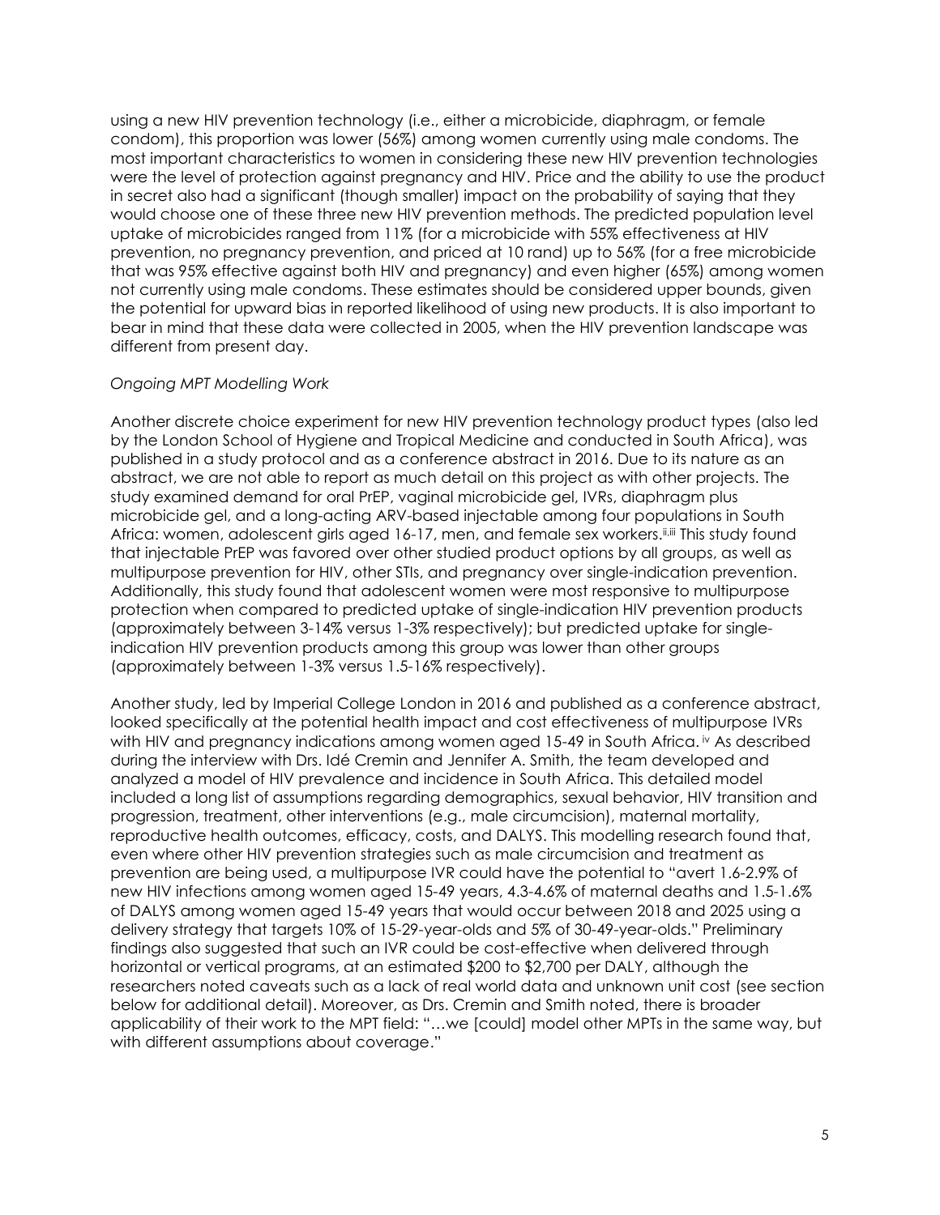using a new HIV prevention technology (i.e., either a microbicide, diaphragm, or female condom), this proportion was lower (56%) among women currently using male condoms. The most important characteristics to women in considering these new HIV prevention technologies were the level of protection against pregnancy and HIV. Price and the ability to use the product in secret also had a significant (though smaller) impact on the probability of saying that they would choose one of these three new HIV prevention methods. The predicted population level uptake of microbicides ranged from 11% (for a microbicide with 55% effectiveness at HIV prevention, no pregnancy prevention, and priced at 10 rand) up to 56% (for a free microbicide that was 95% effective against both HIV and pregnancy) and even higher (65%) among women not currently using male condoms. These estimates should be considered upper bounds, given the potential for upward bias in reported likelihood of using new products. It is also important to bear in mind that these data were collected in 2005, when the HIV prevention landscape was different from present day.

*Ongoing MPT Modelling Work*

Another discrete choice experiment for new HIV prevention technology product types (also led by the London School of Hygiene and Tropical Medicine and conducted in South Africa), was published in a study protocol and as a conference abstract in 2016. Due to its nature as an abstract, we are not able to report as much detail on this project as with other projects. The study examined demand for oral PrEP, vaginal microbicide gel, IVRs, diaphragm plus microbicide gel, and a long-acting ARV-based injectable among four populations in South Africa: women, adolescent girls aged 16-17, men, and female sex workers.[ii,iii] This study found that injectable PrEP was favored over other studied product options by all groups, as well as multipurpose prevention for HIV, other STIs, and pregnancy over single-indication prevention. Additionally, this study found that adolescent women were most responsive to multipurpose protection when compared to predicted uptake of single-indication HIV prevention products (approximately between 3-14% versus 1-3% respectively); but predicted uptake for single-indication HIV prevention products among this group was lower than other groups (approximately between 1-3% versus 1.5-16% respectively).

Another study, led by Imperial College London in 2016 and published as a conference abstract, looked specifically at the potential health impact and cost effectiveness of multipurpose IVRs with HIV and pregnancy indications among women aged 15-49 in South Africa.[iv] As described during the interview with Drs. Idé Cremin and Jennifer A. Smith, the team developed and analyzed a model of HIV prevalence and incidence in South Africa. This detailed model included a long list of assumptions regarding demographics, sexual behavior, HIV transition and progression, treatment, other interventions (e.g., male circumcision), maternal mortality, reproductive health outcomes, efficacy, costs, and DALYS. This modelling research found that, even where other HIV prevention strategies such as male circumcision and treatment as prevention are being used, a multipurpose IVR could have the potential to "avert 1.6-2.9% of new HIV infections among women aged 15-49 years, 4.3-4.6% of maternal deaths and 1.5-1.6% of DALYS among women aged 15-49 years that would occur between 2018 and 2025 using a delivery strategy that targets 10% of 15-29-year-olds and 5% of 30-49-year-olds." Preliminary findings also suggested that such an IVR could be cost-effective when delivered through horizontal or vertical programs, at an estimated $200 to $2,700 per DALY, although the researchers noted caveats such as a lack of real world data and unknown unit cost (see section below for additional detail). Moreover, as Drs. Cremin and Smith noted, there is broader applicability of their work to the MPT field: "…we [could] model other MPTs in the same way, but with different assumptions about coverage."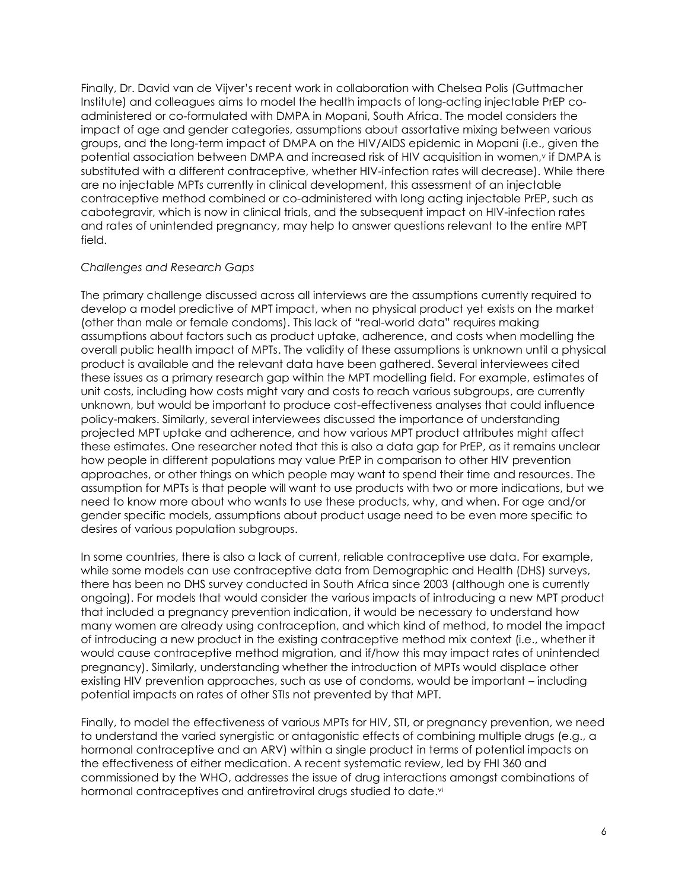Finally, Dr. David van de Vijver's recent work in collaboration with Chelsea Polis (Guttmacher Institute) and colleagues aims to model the health impacts of long-acting injectable PrEP co-administered or co-formulated with DMPA in Mopani, South Africa. The model considers the impact of age and gender categories, assumptions about assortative mixing between various groups, and the long-term impact of DMPA on the HIV/AIDS epidemic in Mopani (i.e., given the potential association between DMPA and increased risk of HIV acquisition in women,[v] if DMPA is substituted with a different contraceptive, whether HIV-infection rates will decrease). While there are no injectable MPTs currently in clinical development, this assessment of an injectable contraceptive method combined or co-administered with long acting injectable PrEP, such as cabotegravir, which is now in clinical trials, and the subsequent impact on HIV-infection rates and rates of unintended pregnancy, may help to answer questions relevant to the entire MPT field.

*Challenges and Research Gaps*

The primary challenge discussed across all interviews are the assumptions currently required to develop a model predictive of MPT impact, when no physical product yet exists on the market (other than male or female condoms). This lack of "real-world data" requires making assumptions about factors such as product uptake, adherence, and costs when modelling the overall public health impact of MPTs. The validity of these assumptions is unknown until a physical product is available and the relevant data have been gathered. Several interviewees cited these issues as a primary research gap within the MPT modelling field. For example, estimates of unit costs, including how costs might vary and costs to reach various subgroups, are currently unknown, but would be important to produce cost-effectiveness analyses that could influence policy-makers. Similarly, several interviewees discussed the importance of understanding projected MPT uptake and adherence, and how various MPT product attributes might affect these estimates. One researcher noted that this is also a data gap for PrEP, as it remains unclear how people in different populations may value PrEP in comparison to other HIV prevention approaches, or other things on which people may want to spend their time and resources. The assumption for MPTs is that people will want to use products with two or more indications, but we need to know more about who wants to use these products, why, and when. For age and/or gender specific models, assumptions about product usage need to be even more specific to desires of various population subgroups.

In some countries, there is also a lack of current, reliable contraceptive use data. For example, while some models can use contraceptive data from Demographic and Health (DHS) surveys, there has been no DHS survey conducted in South Africa since 2003 (although one is currently ongoing). For models that would consider the various impacts of introducing a new MPT product that included a pregnancy prevention indication, it would be necessary to understand how many women are already using contraception, and which kind of method, to model the impact of introducing a new product in the existing contraceptive method mix context (i.e., whether it would cause contraceptive method migration, and if/how this may impact rates of unintended pregnancy). Similarly, understanding whether the introduction of MPTs would displace other existing HIV prevention approaches, such as use of condoms, would be important – including potential impacts on rates of other STIs not prevented by that MPT.

Finally, to model the effectiveness of various MPTs for HIV, STI, or pregnancy prevention, we need to understand the varied synergistic or antagonistic effects of combining multiple drugs (e.g., a hormonal contraceptive and an ARV) within a single product in terms of potential impacts on the effectiveness of either medication. A recent systematic review, led by FHI 360 and commissioned by the WHO, addresses the issue of drug interactions amongst combinations of hormonal contraceptives and antiretroviral drugs studied to date.[vi]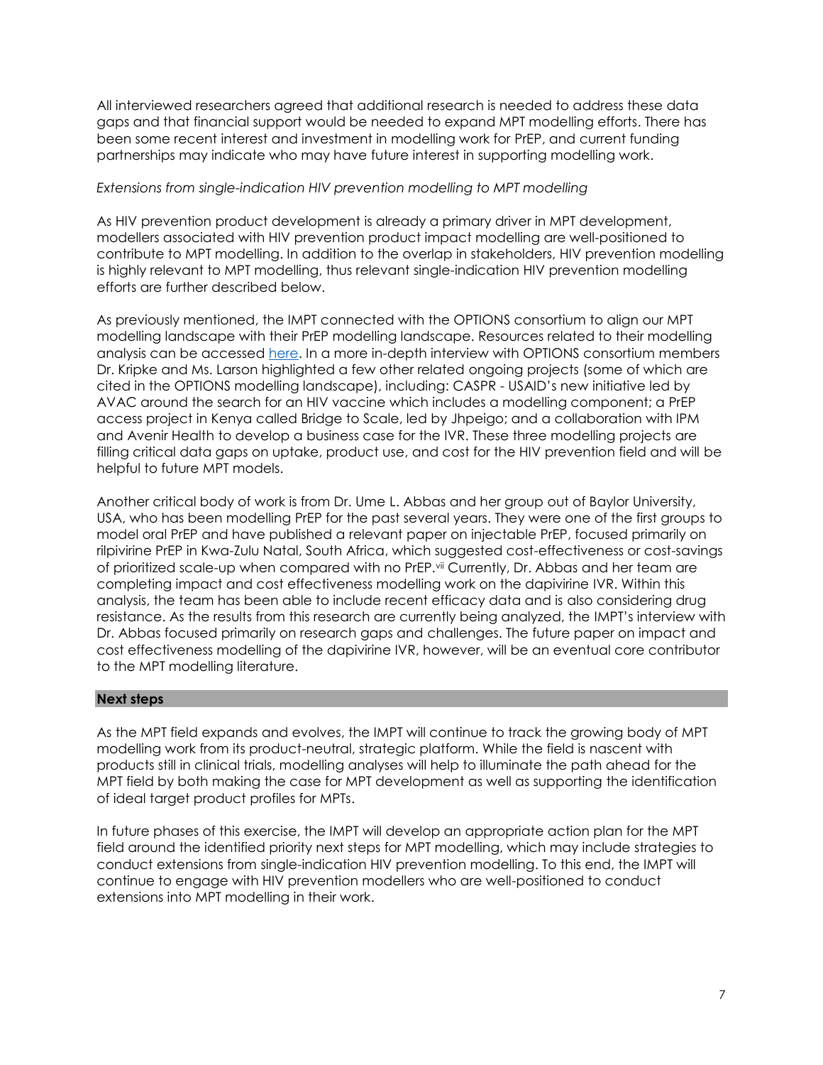All interviewed researchers agreed that additional research is needed to address these data gaps and that financial support would be needed to expand MPT modelling efforts. There has been some recent interest and investment in modelling work for PrEP, and current funding partnerships may indicate who may have future interest in supporting modelling work.

*Extensions from single-indication HIV prevention modelling to MPT modelling*

As HIV prevention product development is already a primary driver in MPT development, modellers associated with HIV prevention product impact modelling are well-positioned to contribute to MPT modelling. In addition to the overlap in stakeholders, HIV prevention modelling is highly relevant to MPT modelling, thus relevant single-indication HIV prevention modelling efforts are further described below.

As previously mentioned, the IMPT connected with the OPTIONS consortium to align our MPT modelling landscape with their PrEP modelling landscape. Resources related to their modelling analysis can be accessed here. In a more in-depth interview with OPTIONS consortium members Dr. Kripke and Ms. Larson highlighted a few other related ongoing projects (some of which are cited in the OPTIONS modelling landscape), including: CASPR - USAID's new initiative led by AVAC around the search for an HIV vaccine which includes a modelling component; a PrEP access project in Kenya called Bridge to Scale, led by Jhpeigo; and a collaboration with IPM and Avenir Health to develop a business case for the IVR. These three modelling projects are filling critical data gaps on uptake, product use, and cost for the HIV prevention field and will be helpful to future MPT models.

Another critical body of work is from Dr. Ume L. Abbas and her group out of Baylor University, USA, who has been modelling PrEP for the past several years. They were one of the first groups to model oral PrEP and have published a relevant paper on injectable PrEP, focused primarily on rilpivirine PrEP in Kwa-Zulu Natal, South Africa, which suggested cost-effectiveness or cost-savings of prioritized scale-up when compared with no PrEP.[vii] Currently, Dr. Abbas and her team are completing impact and cost effectiveness modelling work on the dapivirine IVR. Within this analysis, the team has been able to include recent efficacy data and is also considering drug resistance. As the results from this research are currently being analyzed, the IMPT's interview with Dr. Abbas focused primarily on research gaps and challenges. The future paper on impact and cost effectiveness modelling of the dapivirine IVR, however, will be an eventual core contributor to the MPT modelling literature.

**Next steps**

As the MPT field expands and evolves, the IMPT will continue to track the growing body of MPT modelling work from its product-neutral, strategic platform. While the field is nascent with products still in clinical trials, modelling analyses will help to illuminate the path ahead for the MPT field by both making the case for MPT development as well as supporting the identification of ideal target product profiles for MPTs.

In future phases of this exercise, the IMPT will develop an appropriate action plan for the MPT field around the identified priority next steps for MPT modelling, which may include strategies to conduct extensions from single-indication HIV prevention modelling. To this end, the IMPT will continue to engage with HIV prevention modellers who are well-positioned to conduct extensions into MPT modelling in their work.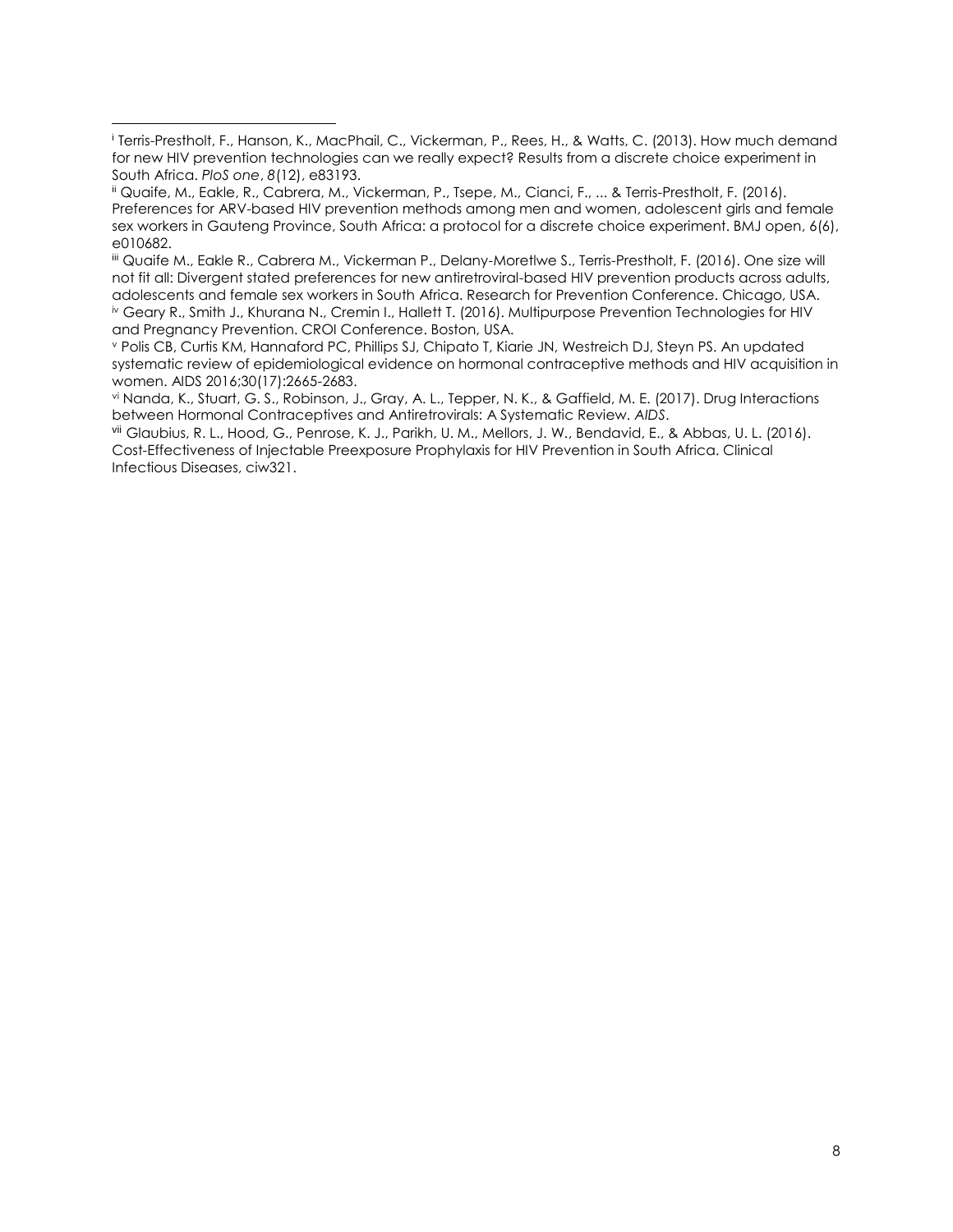[i] Terris-Prestholt, F., Hanson, K., MacPhail, C., Vickerman, P., Rees, H., & Watts, C. (2013). How much demand for new HIV prevention technologies can we really expect? Results from a discrete choice experiment in South Africa. *PloS one*, *8*(12), e83193.

[ii] Quaife, M., Eakle, R., Cabrera, M., Vickerman, P., Tsepe, M., Cianci, F., ... & Terris-Prestholt, F. (2016). Preferences for ARV-based HIV prevention methods among men and women, adolescent girls and female sex workers in Gauteng Province, South Africa: a protocol for a discrete choice experiment. BMJ open, 6(6), e010682.

[iii] Quaife M., Eakle R., Cabrera M., Vickerman P., Delany-Moretlwe S., Terris-Prestholt, F. (2016). One size will not fit all: Divergent stated preferences for new antiretroviral-based HIV prevention products across adults, adolescents and female sex workers in South Africa. Research for Prevention Conference. Chicago, USA.

[iv] Geary R., Smith J., Khurana N., Cremin I., Hallett T. (2016). Multipurpose Prevention Technologies for HIV and Pregnancy Prevention. CROI Conference. Boston, USA.

[v] Polis CB, Curtis KM, Hannaford PC, Phillips SJ, Chipato T, Kiarie JN, Westreich DJ, Steyn PS. An updated systematic review of epidemiological evidence on hormonal contraceptive methods and HIV acquisition in women. AIDS 2016;30(17):2665-2683.

[vi] Nanda, K., Stuart, G. S., Robinson, J., Gray, A. L., Tepper, N. K., & Gaffield, M. E. (2017). Drug Interactions between Hormonal Contraceptives and Antiretrovirals: A Systematic Review. *AIDS*.

[vii] Glaubius, R. L., Hood, G., Penrose, K. J., Parikh, U. M., Mellors, J. W., Bendavid, E., & Abbas, U. L. (2016). Cost-Effectiveness of Injectable Preexposure Prophylaxis for HIV Prevention in South Africa. Clinical Infectious Diseases, ciw321.